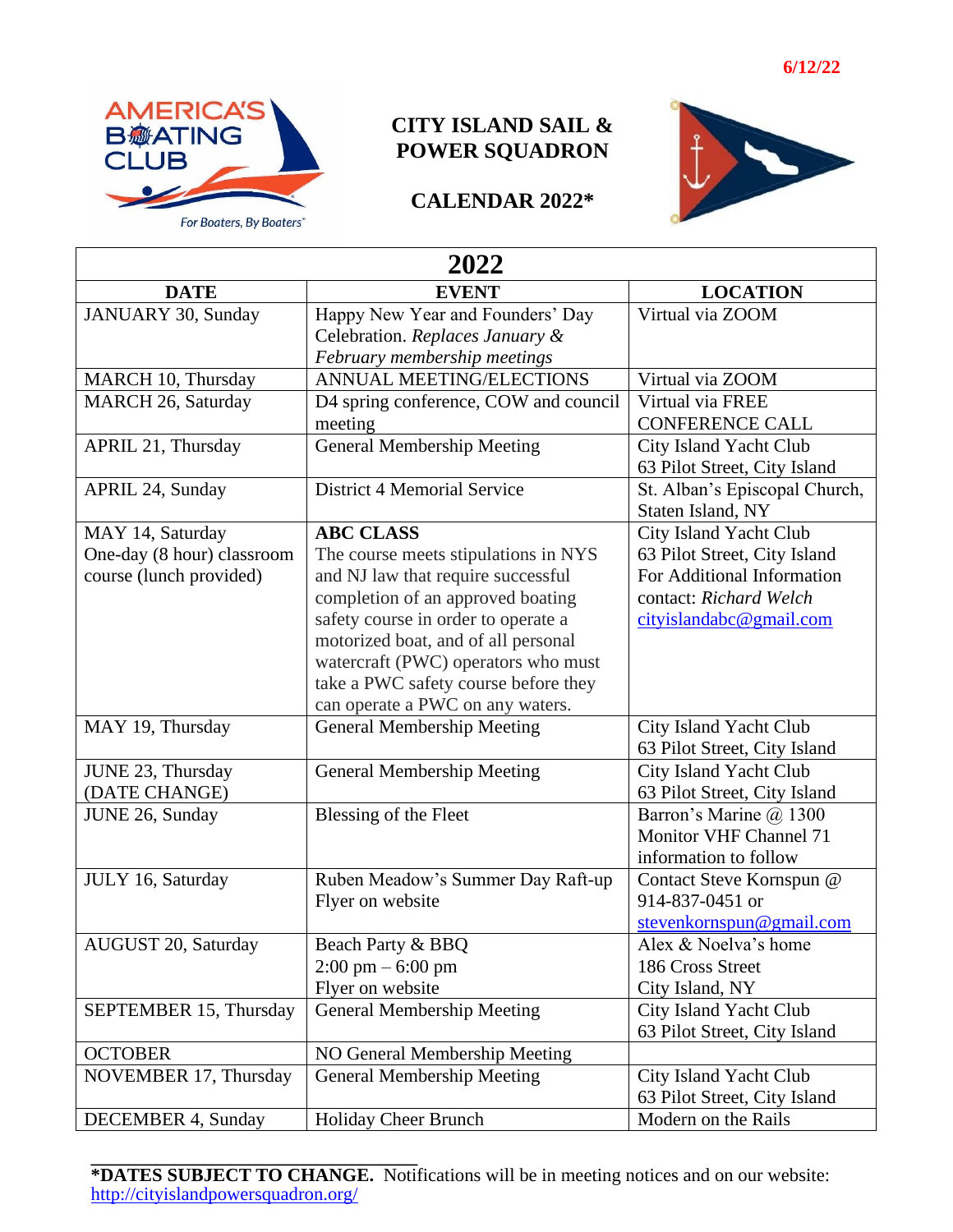6/12/22

# CITY ISLAND SAIL & POWER SQUADRON

## CALENDAR 2022*

| 2022 | | |
|---|---|---|
| **DATE** | **EVENT** | **LOCATION** |
| JANUARY 30, Sunday | Happy New Year and Founders' Day Celebration. *Replaces January & February membership meetings* | Virtual via ZOOM |
| MARCH 10, Thursday | ANNUAL MEETING/ELECTIONS | Virtual via ZOOM |
| MARCH 26, Saturday | D4 spring conference, COW and council meeting | Virtual via FREE CONFERENCE CALL |
| APRIL 21, Thursday | General Membership Meeting | City Island Yacht Club 63 Pilot Street, City Island |
| APRIL 24, Sunday | District 4 Memorial Service | St. Alban's Episcopal Church, Staten Island, NY |
| MAY 14, Saturday One-day (8 hour) classroom course (lunch provided) | **ABC CLASS** The course meets stipulations in NYS and NJ law that require successful completion of an approved boating safety course in order to operate a motorized boat, and of all personal watercraft (PWC) operators who must take a PWC safety course before they can operate a PWC on any waters. | City Island Yacht Club 63 Pilot Street, City Island For Additional Information contact: *Richard Welch* cityislandabc@gmail.com |
| MAY 19, Thursday | General Membership Meeting | City Island Yacht Club 63 Pilot Street, City Island |
| JUNE 23, Thursday (DATE CHANGE) | General Membership Meeting | City Island Yacht Club 63 Pilot Street, City Island |
| JUNE 26, Sunday | Blessing of the Fleet | Barron's Marine @ 1300 Monitor VHF Channel 71 information to follow |
| JULY 16, Saturday | Ruben Meadow's Summer Day Raft-up Flyer on website | Contact Steve Kornspun @ 914-837-0451 or stevenkornspun@gmail.com |
| AUGUST 20, Saturday | Beach Party & BBQ 2:00 pm – 6:00 pm Flyer on website | Alex & Noelva's home 186 Cross Street City Island, NY |
| SEPTEMBER 15, Thursday | General Membership Meeting | City Island Yacht Club 63 Pilot Street, City Island |
| OCTOBER | NO General Membership Meeting | |
| NOVEMBER 17, Thursday | General Membership Meeting | City Island Yacht Club 63 Pilot Street, City Island |
| DECEMBER 4, Sunday | Holiday Cheer Brunch | Modern on the Rails |

**\*DATES SUBJECT TO CHANGE.** Notifications will be in meeting notices and on our website: http://cityislandpowersquadron.org/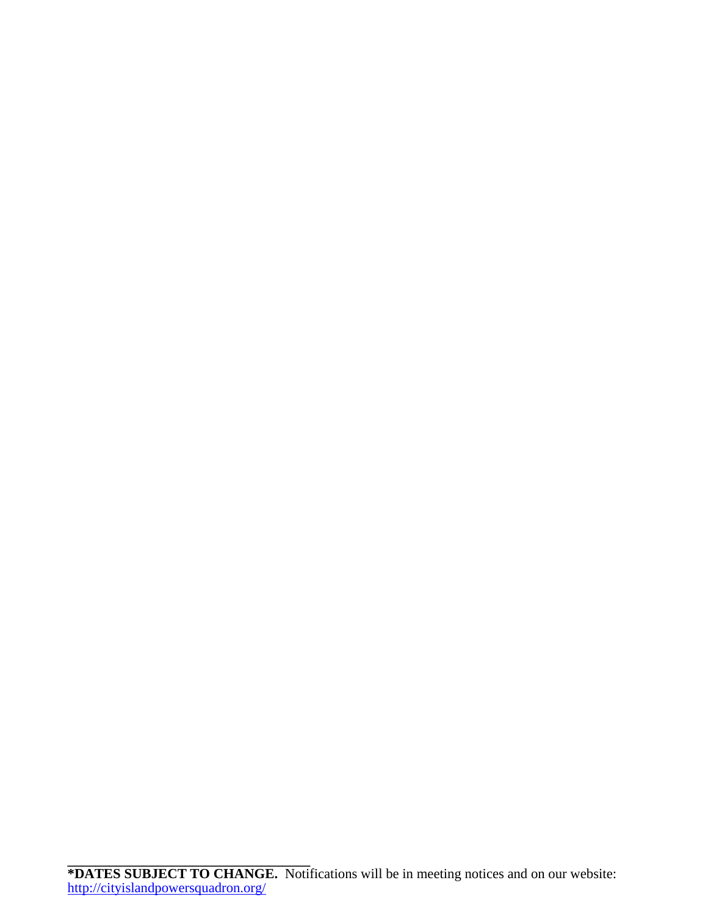---

**\*DATES SUBJECT TO CHANGE.** Notifications will be in meeting notices and on our website: [http://cityislandpowersquadron.org/](http://cityislandpowersquadron.org/)